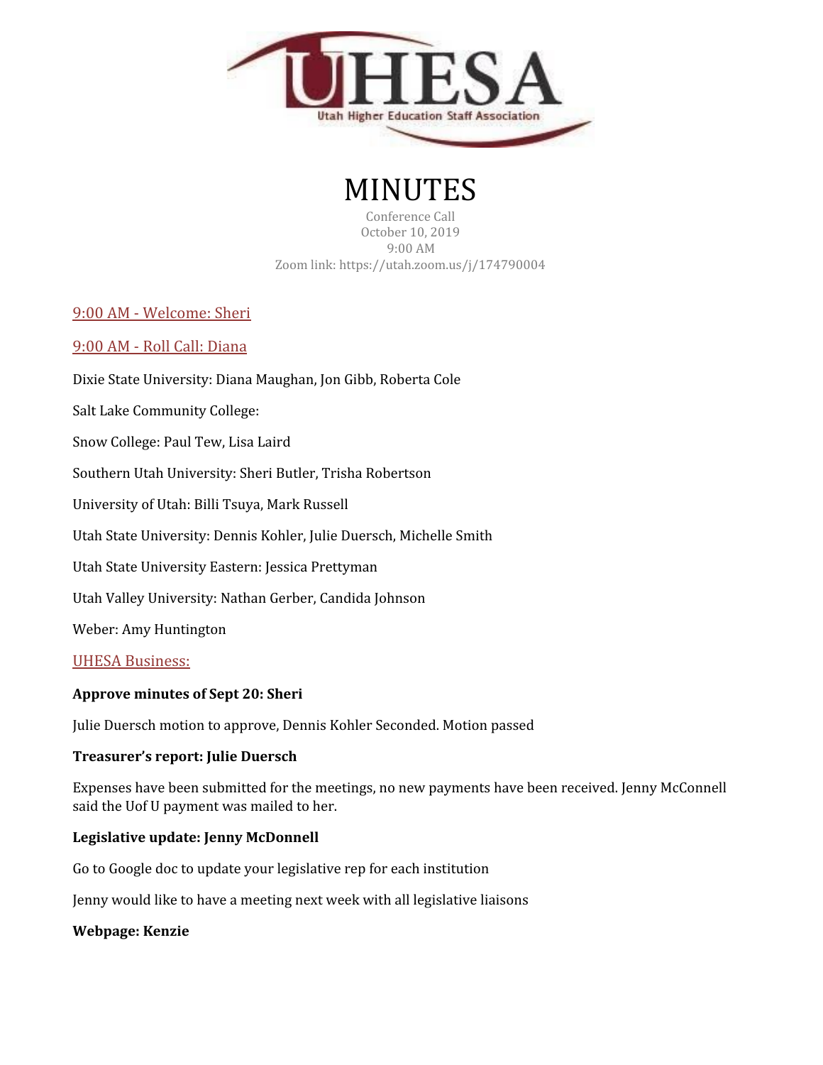UHESA

Utah Higher Education Staff Association

# MINUTES

Conference Call
October 10, 2019
9:00 AM
Zoom link: https://utah.zoom.us/j/174790004

## 9:00 AM - Welcome: Sheri

## 9:00 AM - Roll Call: Diana

Dixie State University: Diana Maughan, Jon Gibb, Roberta Cole

Salt Lake Community College:

Snow College: Paul Tew, Lisa Laird

Southern Utah University: Sheri Butler, Trisha Robertson

University of Utah: Billi Tsuya, Mark Russell

Utah State University: Dennis Kohler, Julie Duersch, Michelle Smith

Utah State University Eastern: Jessica Prettyman

Utah Valley University: Nathan Gerber, Candida Johnson

Weber: Amy Huntington

## UHESA Business:

**Approve minutes of Sept 20: Sheri**

Julie Duersch motion to approve, Dennis Kohler Seconded. Motion passed

**Treasurer's report: Julie Duersch**

Expenses have been submitted for the meetings, no new payments have been received. Jenny McConnell said the Uof U payment was mailed to her.

**Legislative update: Jenny McDonnell**

Go to Google doc to update your legislative rep for each institution

Jenny would like to have a meeting next week with all legislative liaisons

**Webpage: Kenzie**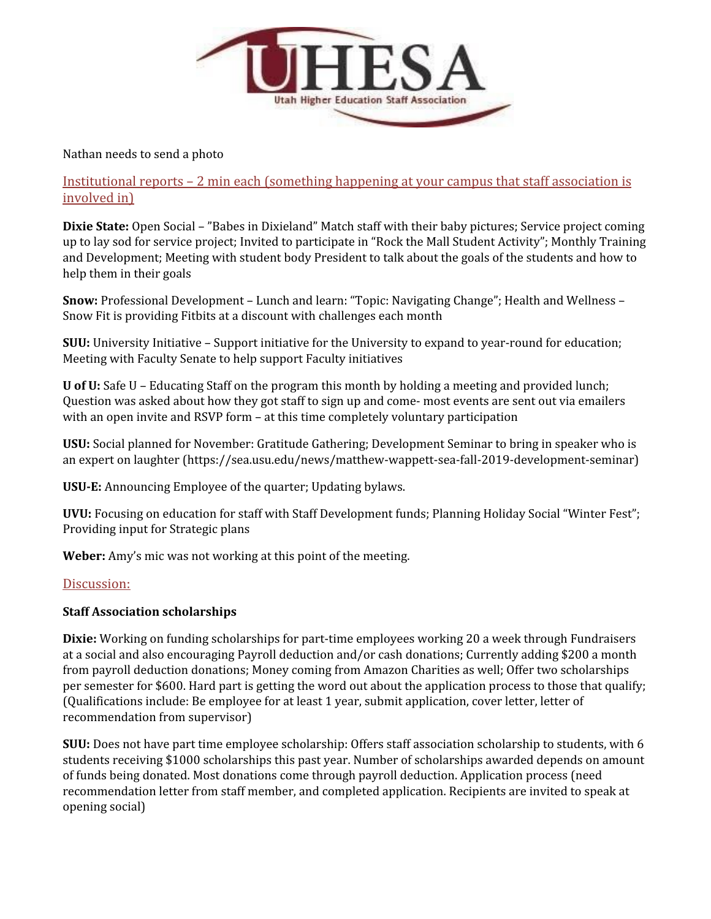Nathan needs to send a photo

Institutional reports – 2 min each (something happening at your campus that staff association is involved in)

**Dixie State:** Open Social – "Babes in Dixieland" Match staff with their baby pictures; Service project coming up to lay sod for service project; Invited to participate in "Rock the Mall Student Activity"; Monthly Training and Development; Meeting with student body President to talk about the goals of the students and how to help them in their goals

**Snow:** Professional Development – Lunch and learn: "Topic: Navigating Change"; Health and Wellness – Snow Fit is providing Fitbits at a discount with challenges each month

**SUU:** University Initiative – Support initiative for the University to expand to year-round for education; Meeting with Faculty Senate to help support Faculty initiatives

**U of U:** Safe U – Educating Staff on the program this month by holding a meeting and provided lunch; Question was asked about how they got staff to sign up and come- most events are sent out via emailers with an open invite and RSVP form – at this time completely voluntary participation

**USU:** Social planned for November: Gratitude Gathering; Development Seminar to bring in speaker who is an expert on laughter (https://sea.usu.edu/news/matthew-wappett-sea-fall-2019-development-seminar)

**USU-E:** Announcing Employee of the quarter; Updating bylaws.

**UVU:** Focusing on education for staff with Staff Development funds; Planning Holiday Social "Winter Fest"; Providing input for Strategic plans

**Weber:** Amy's mic was not working at this point of the meeting.

Discussion:

**Staff Association scholarships**

**Dixie:** Working on funding scholarships for part-time employees working 20 a week through Fundraisers at a social and also encouraging Payroll deduction and/or cash donations; Currently adding $200 a month from payroll deduction donations; Money coming from Amazon Charities as well; Offer two scholarships per semester for $600. Hard part is getting the word out about the application process to those that qualify; (Qualifications include: Be employee for at least 1 year, submit application, cover letter, letter of recommendation from supervisor)

**SUU:** Does not have part time employee scholarship: Offers staff association scholarship to students, with 6 students receiving $1000 scholarships this past year. Number of scholarships awarded depends on amount of funds being donated. Most donations come through payroll deduction. Application process (need recommendation letter from staff member, and completed application. Recipients are invited to speak at opening social)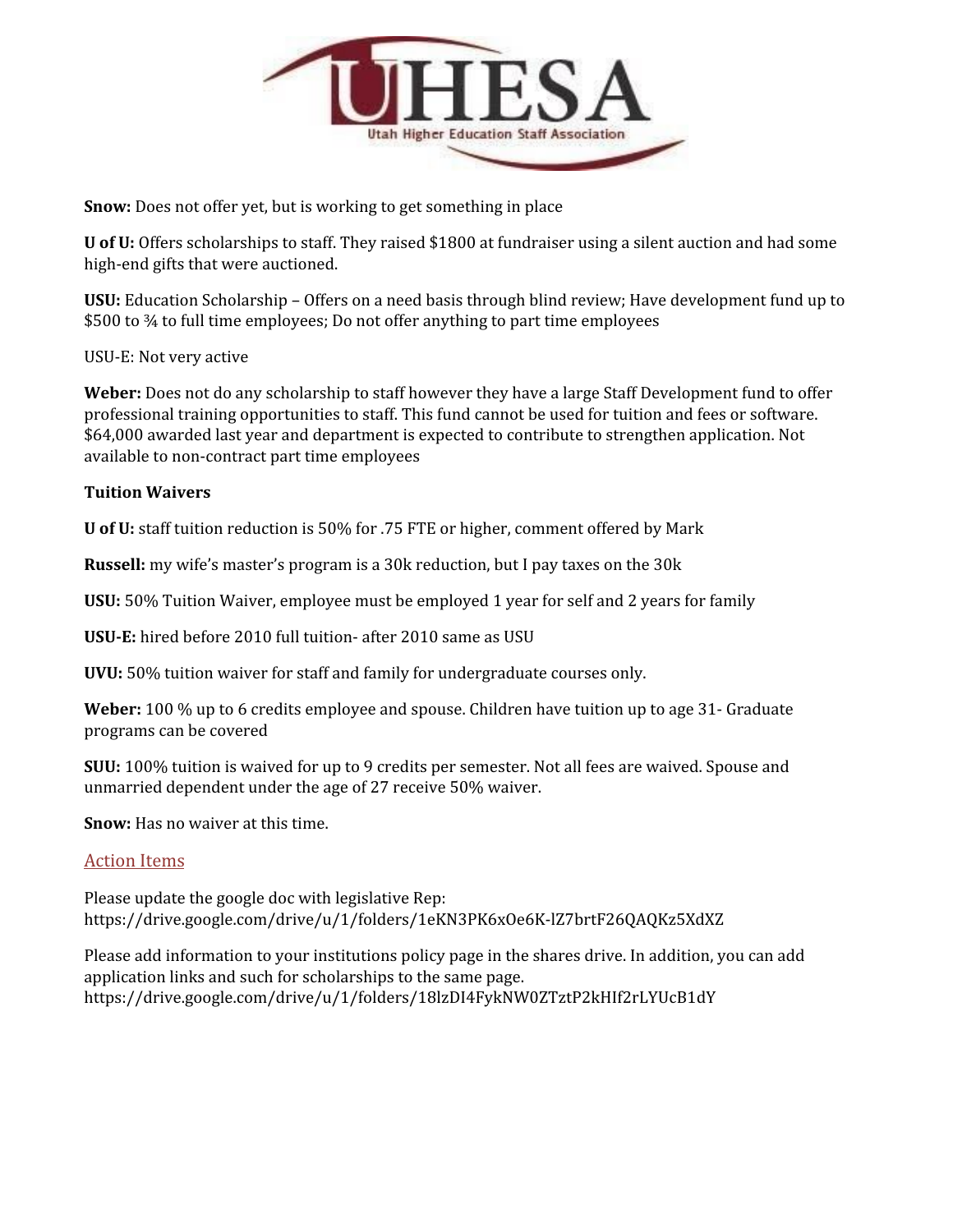**Snow:** Does not offer yet, but is working to get something in place

**U of U:** Offers scholarships to staff. They raised $1800 at fundraiser using a silent auction and had some high-end gifts that were auctioned.

**USU:** Education Scholarship – Offers on a need basis through blind review; Have development fund up to $500 to ¾ to full time employees; Do not offer anything to part time employees

USU-E: Not very active

**Weber:** Does not do any scholarship to staff however they have a large Staff Development fund to offer professional training opportunities to staff. This fund cannot be used for tuition and fees or software. $64,000 awarded last year and department is expected to contribute to strengthen application. Not available to non-contract part time employees

**Tuition Waivers**

**U of U:** staff tuition reduction is 50% for .75 FTE or higher, comment offered by Mark

**Russell:** my wife's master's program is a 30k reduction, but I pay taxes on the 30k

**USU:** 50% Tuition Waiver, employee must be employed 1 year for self and 2 years for family

**USU-E:** hired before 2010 full tuition- after 2010 same as USU

**UVU:** 50% tuition waiver for staff and family for undergraduate courses only.

**Weber:** 100 % up to 6 credits employee and spouse. Children have tuition up to age 31- Graduate programs can be covered

**SUU:** 100% tuition is waived for up to 9 credits per semester. Not all fees are waived. Spouse and unmarried dependent under the age of 27 receive 50% waiver.

**Snow:** Has no waiver at this time.

## Action Items

Please update the google doc with legislative Rep:
https://drive.google.com/drive/u/1/folders/1eKN3PK6xOe6K-lZ7brtF26QAQKz5XdXZ

Please add information to your institutions policy page in the shares drive. In addition, you can add application links and such for scholarships to the same page.
https://drive.google.com/drive/u/1/folders/18lzDI4FykNW0ZTztP2kHIf2rLYUcB1dY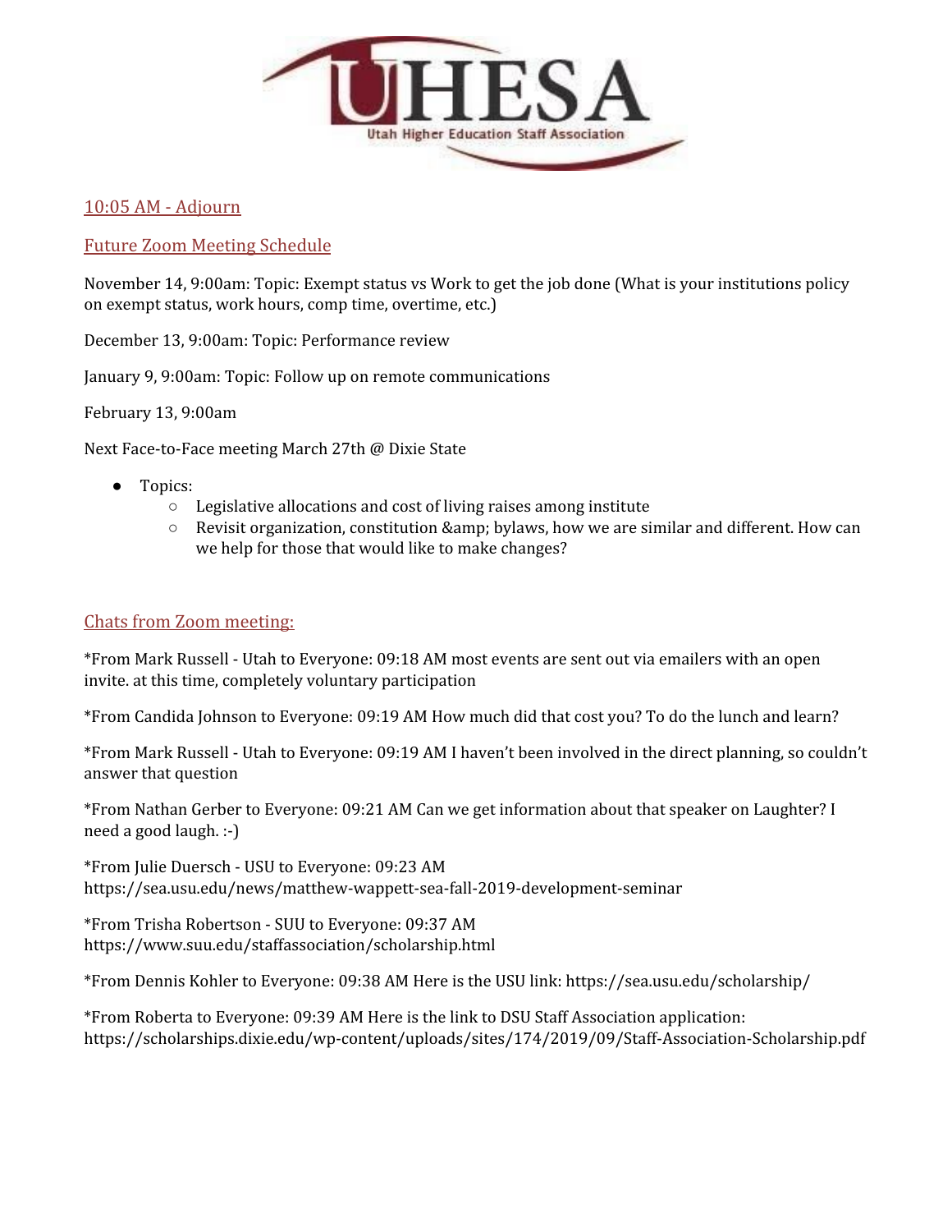## 10:05 AM - Adjourn

## Future Zoom Meeting Schedule

November 14, 9:00am: Topic: Exempt status vs Work to get the job done (What is your institutions policy on exempt status, work hours, comp time, overtime, etc.)

December 13, 9:00am: Topic: Performance review

January 9, 9:00am: Topic: Follow up on remote communications

February 13, 9:00am

Next Face-to-Face meeting March 27th @ Dixie State

- Topics:
  - Legislative allocations and cost of living raises among institute
  - Revisit organization, constitution &amp; bylaws, how we are similar and different. How can we help for those that would like to make changes?

## Chats from Zoom meeting:

*From Mark Russell - Utah to Everyone: 09:18 AM most events are sent out via emailers with an open invite. at this time, completely voluntary participation

*From Candida Johnson to Everyone: 09:19 AM How much did that cost you? To do the lunch and learn?

*From Mark Russell - Utah to Everyone: 09:19 AM I haven't been involved in the direct planning, so couldn't answer that question

*From Nathan Gerber to Everyone: 09:21 AM Can we get information about that speaker on Laughter? I need a good laugh. :-)

*From Julie Duersch - USU to Everyone: 09:23 AM https://sea.usu.edu/news/matthew-wappett-sea-fall-2019-development-seminar

*From Trisha Robertson - SUU to Everyone: 09:37 AM https://www.suu.edu/staffassociation/scholarship.html

*From Dennis Kohler to Everyone: 09:38 AM Here is the USU link: https://sea.usu.edu/scholarship/

*From Roberta to Everyone: 09:39 AM Here is the link to DSU Staff Association application: https://scholarships.dixie.edu/wp-content/uploads/sites/174/2019/09/Staff-Association-Scholarship.pdf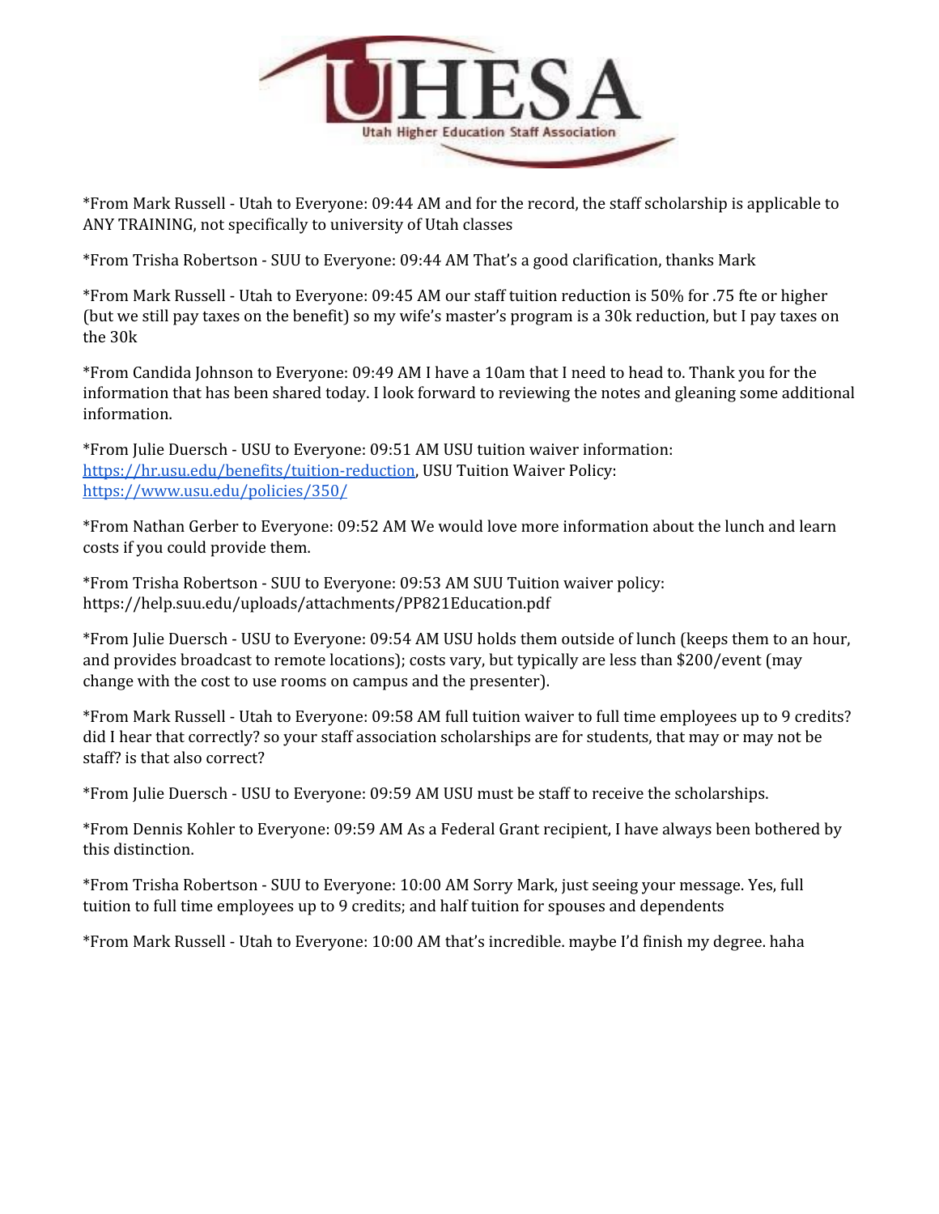*From Mark Russell - Utah to Everyone: 09:44 AM and for the record, the staff scholarship is applicable to ANY TRAINING, not specifically to university of Utah classes

*From Trisha Robertson - SUU to Everyone: 09:44 AM That's a good clarification, thanks Mark

*From Mark Russell - Utah to Everyone: 09:45 AM our staff tuition reduction is 50% for .75 fte or higher (but we still pay taxes on the benefit) so my wife's master's program is a 30k reduction, but I pay taxes on the 30k

*From Candida Johnson to Everyone: 09:49 AM I have a 10am that I need to head to. Thank you for the information that has been shared today. I look forward to reviewing the notes and gleaning some additional information.

*From Julie Duersch - USU to Everyone: 09:51 AM USU tuition waiver information: https://hr.usu.edu/benefits/tuition-reduction, USU Tuition Waiver Policy: https://www.usu.edu/policies/350/

*From Nathan Gerber to Everyone: 09:52 AM We would love more information about the lunch and learn costs if you could provide them.

*From Trisha Robertson - SUU to Everyone: 09:53 AM SUU Tuition waiver policy: https://help.suu.edu/uploads/attachments/PP821Education.pdf

*From Julie Duersch - USU to Everyone: 09:54 AM USU holds them outside of lunch (keeps them to an hour, and provides broadcast to remote locations); costs vary, but typically are less than $200/event (may change with the cost to use rooms on campus and the presenter).

*From Mark Russell - Utah to Everyone: 09:58 AM full tuition waiver to full time employees up to 9 credits? did I hear that correctly? so your staff association scholarships are for students, that may or may not be staff? is that also correct?

*From Julie Duersch - USU to Everyone: 09:59 AM USU must be staff to receive the scholarships.

*From Dennis Kohler to Everyone: 09:59 AM As a Federal Grant recipient, I have always been bothered by this distinction.

*From Trisha Robertson - SUU to Everyone: 10:00 AM Sorry Mark, just seeing your message. Yes, full tuition to full time employees up to 9 credits; and half tuition for spouses and dependents

*From Mark Russell - Utah to Everyone: 10:00 AM that's incredible. maybe I'd finish my degree. haha